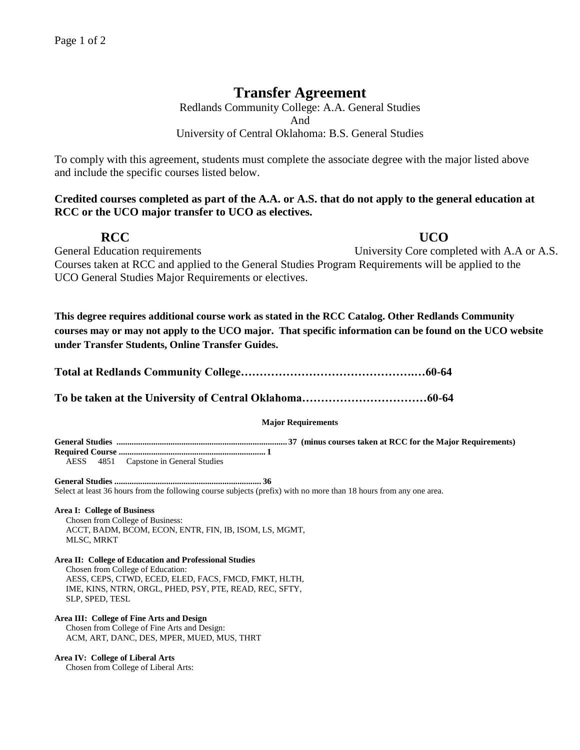# Transfer Agreement

Redlands Community College: A.A. General Studies
And
University of Central Oklahoma: B.S. General Studies

To comply with this agreement, students must complete the associate degree with the major listed above and include the specific courses listed below.

**Credited courses completed as part of the A.A. or A.S. that do not apply to the general education at RCC or the UCO major transfer to UCO as electives.**

| **RCC** | **UCO** |
|---|---|
| General Education requirements | University Core completed with A.A or A.S. |

Courses taken at RCC and applied to the General Studies Program Requirements will be applied to the UCO General Studies Major Requirements or electives.

**This degree requires additional course work as stated in the RCC Catalog. Other Redlands Community courses may or may not apply to the UCO major. That specific information can be found on the UCO website under Transfer Students, Online Transfer Guides.**

**Total at Redlands Community College……………………………………..…60-64**

**To be taken at the University of Central Oklahoma……………………………60-64**

**Major Requirements**

**General Studies ..............................................................................37 (minus courses taken at RCC for the Major Requirements)**
**Required Course .................................................................... 1**
AESS 4851 Capstone in General Studies

**General Studies .................................................................... 36**
Select at least 36 hours from the following course subjects (prefix) with no more than 18 hours from any one area.

**Area I: College of Business**
Chosen from College of Business:
ACCT, BADM, BCOM, ECON, ENTR, FIN, IB, ISOM, LS, MGMT, MLSC, MRKT

**Area II: College of Education and Professional Studies**
Chosen from College of Education:
AESS, CEPS, CTWD, ECED, ELED, FACS, FMCD, FMKT, HLTH, IME, KINS, NTRN, ORGL, PHED, PSY, PTE, READ, REC, SFTY, SLP, SPED, TESL

**Area III: College of Fine Arts and Design**
Chosen from College of Fine Arts and Design:
ACM, ART, DANC, DES, MPER, MUED, MUS, THRT

**Area IV: College of Liberal Arts**
Chosen from College of Liberal Arts: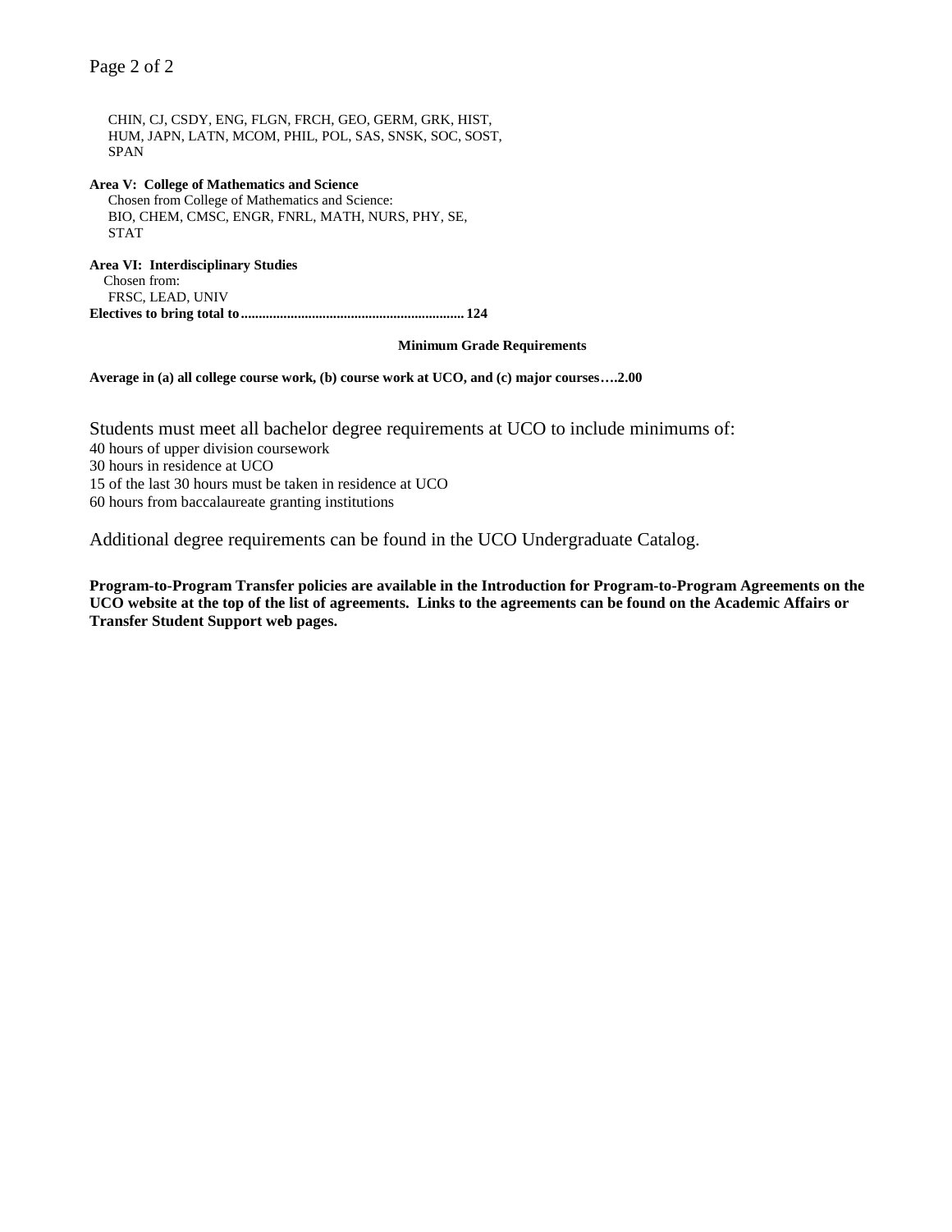CHIN, CJ, CSDY, ENG, FLGN, FRCH, GEO, GERM, GRK, HIST, HUM, JAPN, LATN, MCOM, PHIL, POL, SAS, SNSK, SOC, SOST, SPAN

**Area V: College of Mathematics and Science**
Chosen from College of Mathematics and Science:
BIO, CHEM, CMSC, ENGR, FNRL, MATH, NURS, PHY, SE, STAT

**Area VI: Interdisciplinary Studies**
Chosen from:
FRSC, LEAD, UNIV

**Electives to bring total to............................................................. 124**

**Minimum Grade Requirements**

**Average in (a) all college course work, (b) course work at UCO, and (c) major courses….2.00**

Students must meet all bachelor degree requirements at UCO to include minimums of:
40 hours of upper division coursework
30 hours in residence at UCO
15 of the last 30 hours must be taken in residence at UCO
60 hours from baccalaureate granting institutions

Additional degree requirements can be found in the UCO Undergraduate Catalog.

**Program-to-Program Transfer policies are available in the Introduction for Program-to-Program Agreements on the UCO website at the top of the list of agreements. Links to the agreements can be found on the Academic Affairs or Transfer Student Support web pages.**